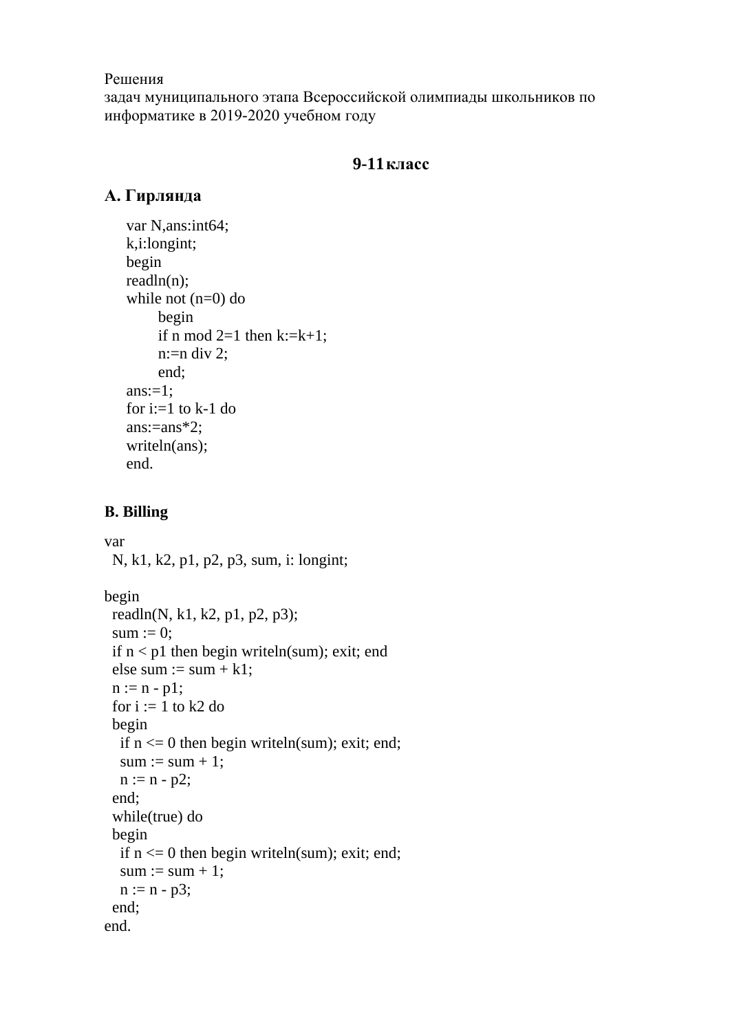Решения
задач муниципального этапа Всероссийской олимпиады школьников по информатике в 2019-2020 учебном году

## 9-11 класс

### A. Гирлянда

```
var N,ans:int64;
k,i:longint;
begin
readln(n);
while not (n=0) do
    begin
    if n mod 2=1 then k:=k+1;
    n:=n div 2;
    end;
ans:=1;
for i:=1 to k-1 do
ans:=ans*2;
writeln(ans);
end.
```

### B. Billing

```
var
  N, k1, k2, p1, p2, p3, sum, i: longint;

begin
  readln(N, k1, k2, p1, p2, p3);
  sum := 0;
  if n < p1 then begin writeln(sum); exit; end
  else sum := sum + k1;
  n := n - p1;
  for i := 1 to k2 do
  begin
    if n <= 0 then begin writeln(sum); exit; end;
    sum := sum + 1;
    n := n - p2;
  end;
  while(true) do
  begin
    if n <= 0 then begin writeln(sum); exit; end;
    sum := sum + 1;
    n := n - p3;
  end;
end.
```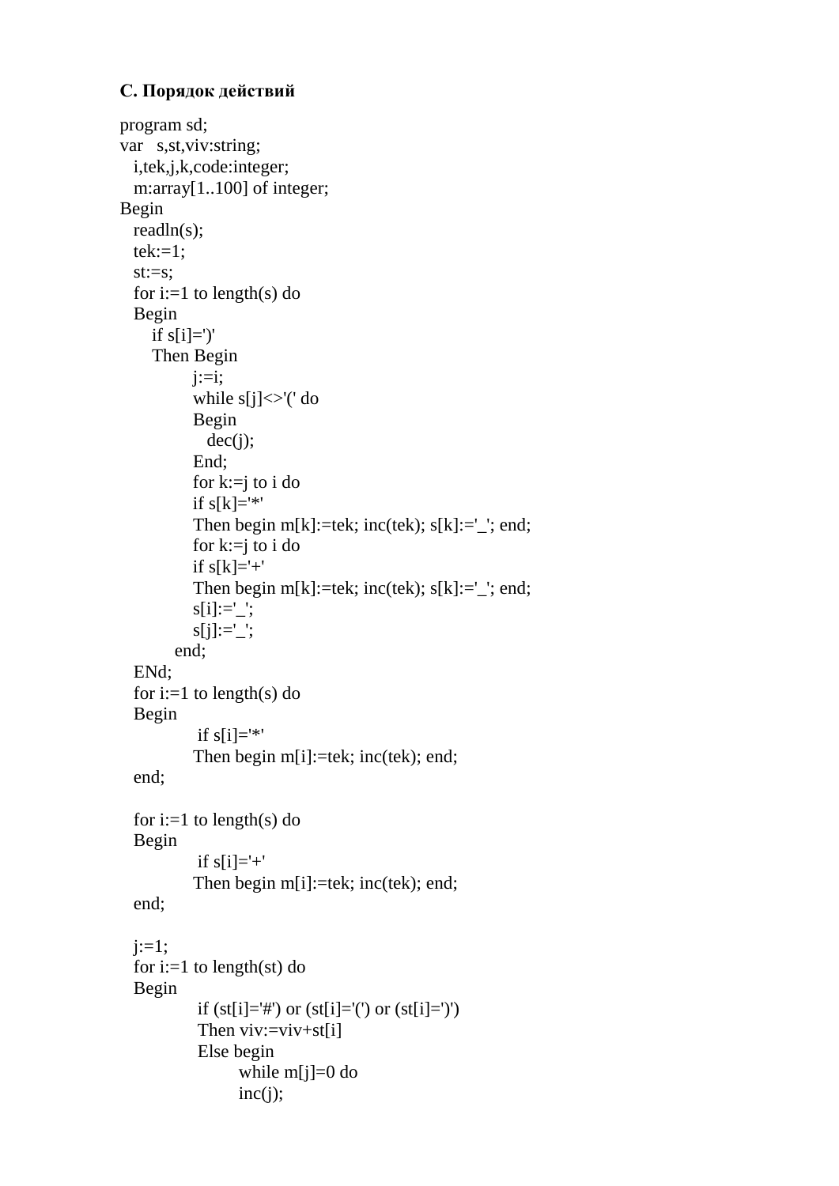**С. Порядок действий**

```
program sd;
var   s,st,viv:string;
   i,tek,j,k,code:integer;
   m:array[1..100] of integer;
Begin
   readln(s);
   tek:=1;
   st:=s;
   for i:=1 to length(s) do
   Begin
      if s[i]=')'
      Then Begin
              j:=i;
              while s[j]<>'(' do
              Begin
                 dec(j);
              End;
              for k:=j to i do
              if s[k]='*'
              Then begin m[k]:=tek; inc(tek); s[k]:='_'; end;
              for k:=j to i do
              if s[k]='+'
              Then begin m[k]:=tek; inc(tek); s[k]:='_'; end;
              s[i]:='_';
              s[j]:='_';
           end;
   ENd;
   for i:=1 to length(s) do
   Begin
               if s[i]='*'
              Then begin m[i]:=tek; inc(tek); end;
   end;

   for i:=1 to length(s) do
   Begin
               if s[i]='+'
              Then begin m[i]:=tek; inc(tek); end;
   end;

   j:=1;
   for i:=1 to length(st) do
   Begin
               if (st[i]='#') or (st[i]='(') or (st[i]=')')
               Then viv:=viv+st[i]
               Else begin
                       while m[j]=0 do
                       inc(j);
```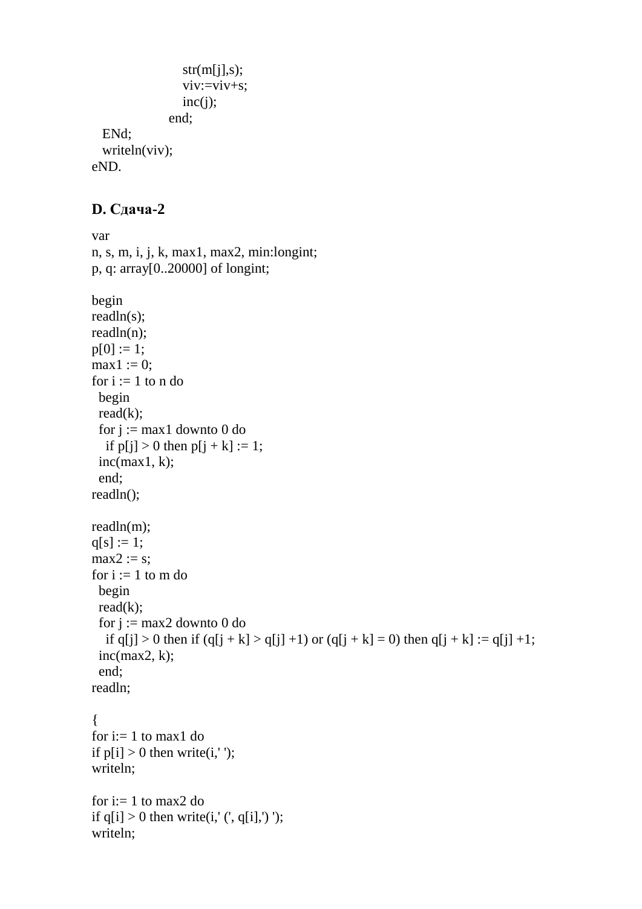```
                    str(m[j],s);
                    viv:=viv+s;
                    inc(j);
                  end;
   ENd;
   writeln(viv);
eND.
```

### D. Сдача-2

```
var
n, s, m, i, j, k, max1, max2, min:longint;
p, q: array[0..20000] of longint;

begin
readln(s);
readln(n);
p[0] := 1;
max1 := 0;
for i := 1 to n do
  begin
  read(k);
  for j := max1 downto 0 do
    if p[j] > 0 then p[j + k] := 1;
  inc(max1, k);
  end;
readln();

readln(m);
q[s] := 1;
max2 := s;
for i := 1 to m do
  begin
  read(k);
  for j := max2 downto 0 do
    if q[j] > 0 then if (q[j + k] > q[j] +1) or (q[j + k] = 0) then q[j + k] := q[j] +1;
  inc(max2, k);
  end;
readln;

{
for i:= 1 to max1 do
if p[i] > 0 then write(i,' ');
writeln;

for i:= 1 to max2 do
if q[i] > 0 then write(i,' (', q[i],') ');
writeln;
```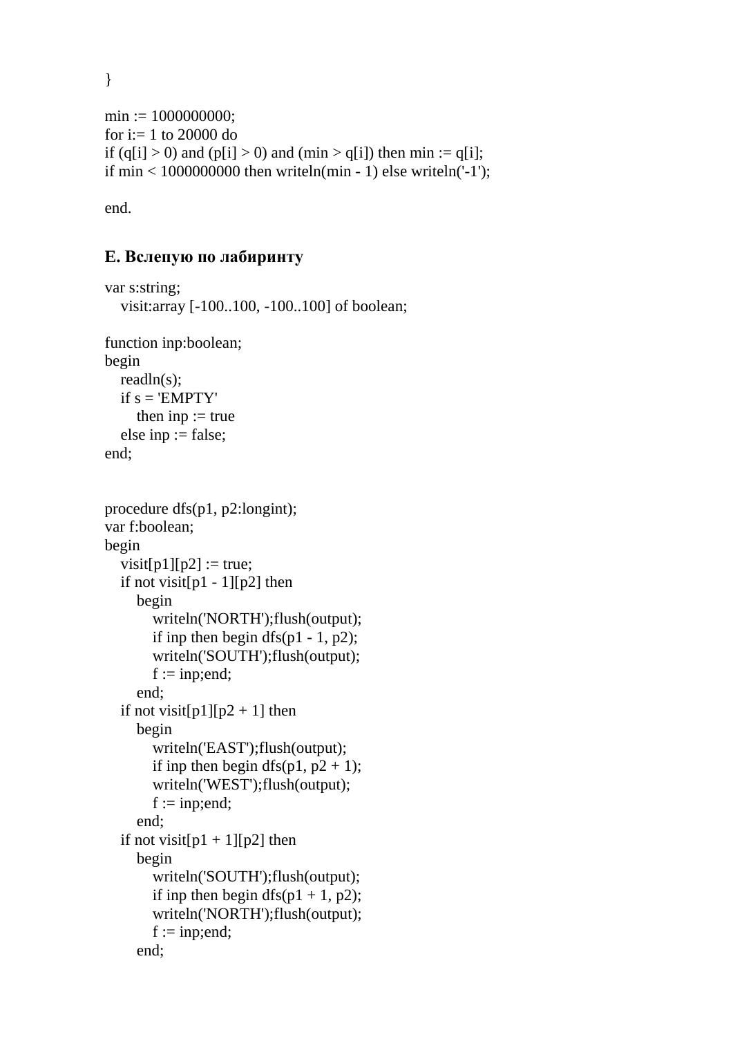```
}

min := 1000000000;
for i:= 1 to 20000 do
if (q[i] > 0) and (p[i] > 0) and (min > q[i]) then min := q[i];
if min < 1000000000 then writeln(min - 1) else writeln('-1');

end.
```

### E. Вслепую по лабиринту

```
var s:string;
   visit:array [-100..100, -100..100] of boolean;

function inp:boolean;
begin
   readln(s);
   if s = 'EMPTY'
      then inp := true
   else inp := false;
end;


procedure dfs(p1, p2:longint);
var f:boolean;
begin
   visit[p1][p2] := true;
   if not visit[p1 - 1][p2] then
      begin
         writeln('NORTH');flush(output);
         if inp then begin dfs(p1 - 1, p2);
         writeln('SOUTH');flush(output);
         f := inp;end;
      end;
   if not visit[p1][p2 + 1] then
      begin
         writeln('EAST');flush(output);
         if inp then begin dfs(p1, p2 + 1);
         writeln('WEST');flush(output);
         f := inp;end;
      end;
   if not visit[p1 + 1][p2] then
      begin
         writeln('SOUTH');flush(output);
         if inp then begin dfs(p1 + 1, p2);
         writeln('NORTH');flush(output);
         f := inp;end;
      end;
```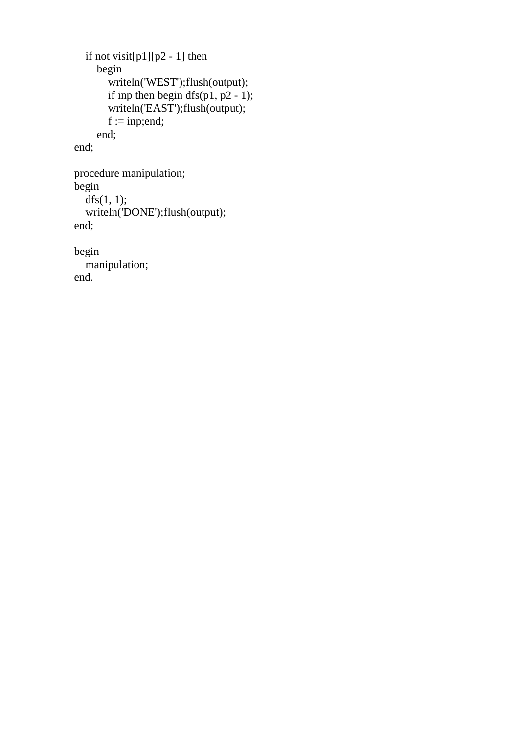```
    if not visit[p1][p2 - 1] then
        begin
            writeln('WEST');flush(output);
            if inp then begin dfs(p1, p2 - 1);
            writeln('EAST');flush(output);
            f := inp;end;
        end;
end;

procedure manipulation;
begin
    dfs(1, 1);
    writeln('DONE');flush(output);
end;

begin
    manipulation;
end.
```